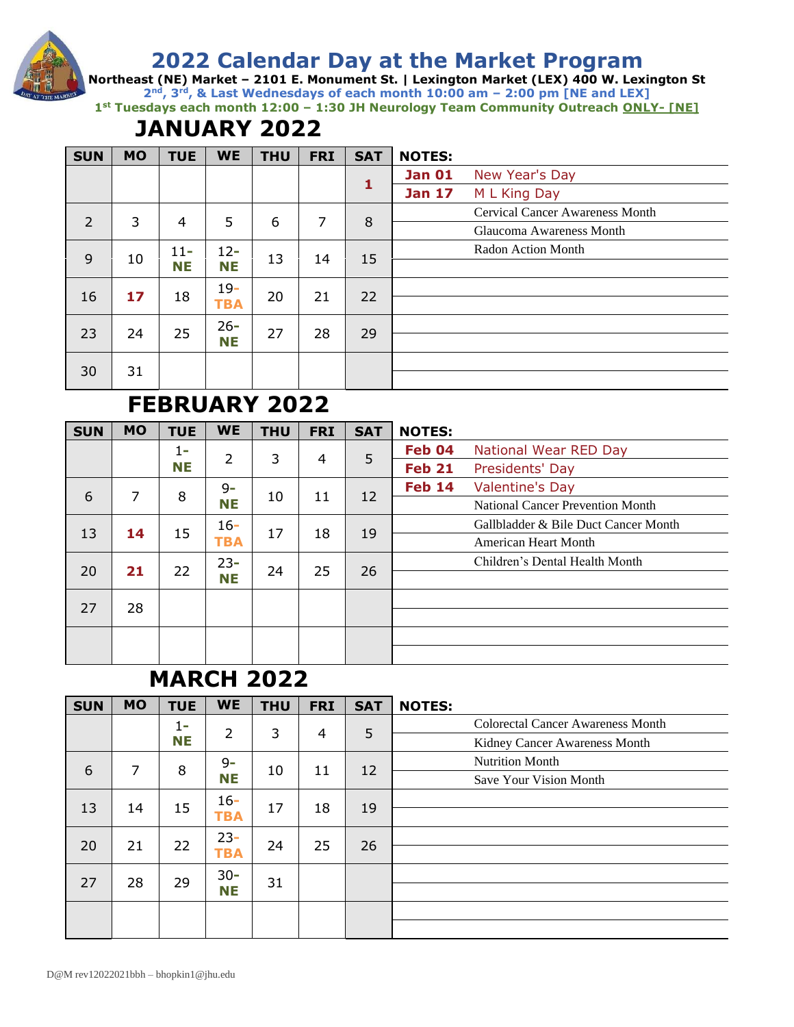# 2022 Calendar Day at the Market Program

**Northeast (NE) Market – 2101 E. Monument St. | Lexington Market (LEX) 400 W. Lexington St**

**2nd, 3rd, & Last Wednesdays of each month 10:00 am – 2:00 pm [NE and LEX]**

**1st Tuesdays each month 12:00 – 1:30 JH Neurology Team Community Outreach ONLY- [NE]**

## JANUARY 2022

| SUN | MO | TUE | WE | THU | FRI | SAT |
|---|---|---|---|---|---|---|
| | | | | | | **1** |
| 2 | 3 | 4 | 5 | 6 | 7 | 8 |
| 9 | 10 | 11- NE | 12- NE | 13 | 14 | 15 |
| 16 | **17** | 18 | 19- TBA | 20 | 21 | 22 |
| 23 | 24 | 25 | 26- NE | 27 | 28 | 29 |
| 30 | 31 | | | | | |

**NOTES:**

| | |
|---|---|
| **Jan 01** | New Year's Day |
| **Jan 17** | M L King Day |
| | Cervical Cancer Awareness Month |
| | Glaucoma Awareness Month |
| | Radon Action Month |

## FEBRUARY 2022

| SUN | MO | TUE | WE | THU | FRI | SAT |
|---|---|---|---|---|---|---|
| | | 1- NE | 2 | 3 | 4 | 5 |
| 6 | 7 | 8 | 9- NE | 10 | 11 | 12 |
| 13 | **14** | 15 | 16- TBA | 17 | 18 | 19 |
| 20 | **21** | 22 | 23- NE | 24 | 25 | 26 |
| 27 | 28 | | | | | |
| | | | | | | |

**NOTES:**

| | |
|---|---|
| **Feb 04** | National Wear RED Day |
| **Feb 21** | Presidents' Day |
| **Feb 14** | Valentine's Day |
| | National Cancer Prevention Month |
| | Gallbladder & Bile Duct Cancer Month |
| | American Heart Month |
| | Children's Dental Health Month |

## MARCH 2022

| SUN | MO | TUE | WE | THU | FRI | SAT |
|---|---|---|---|---|---|---|
| | | 1- NE | 2 | 3 | 4 | 5 |
| 6 | 7 | 8 | 9- NE | 10 | 11 | 12 |
| 13 | 14 | 15 | 16- TBA | 17 | 18 | 19 |
| 20 | 21 | 22 | 23- TBA | 24 | 25 | 26 |
| 27 | 28 | 29 | 30- NE | 31 | | |
| | | | | | | |

**NOTES:**

| | |
|---|---|
| | Colorectal Cancer Awareness Month |
| | Kidney Cancer Awareness Month |
| | Nutrition Month |
| | Save Your Vision Month |

D@M rev12022021bbh – bhopkin1@jhu.edu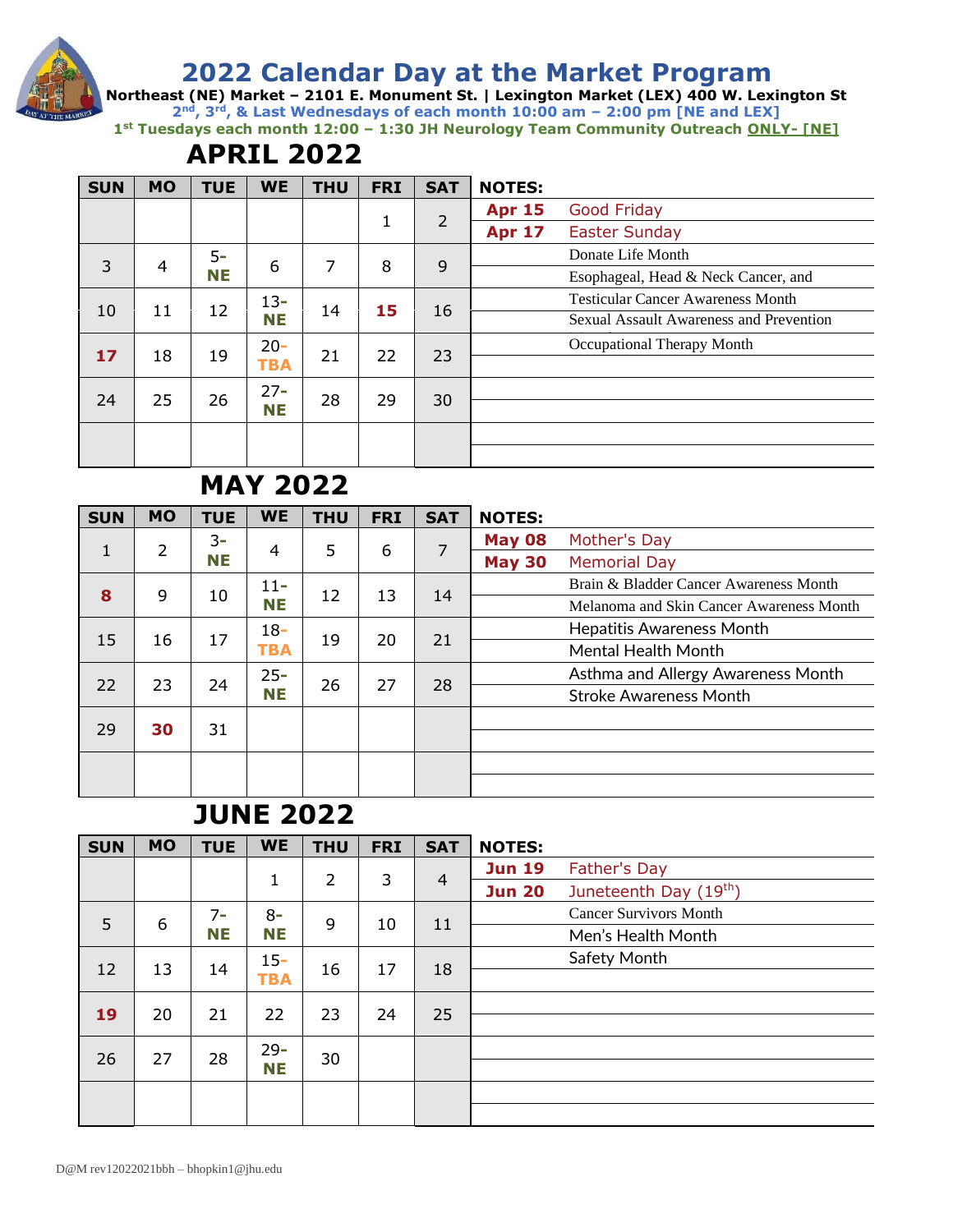# 2022 Calendar Day at the Market Program

**Northeast (NE) Market – 2101 E. Monument St. | Lexington Market (LEX) 400 W. Lexington St**

**2nd, 3rd, & Last Wednesdays of each month 10:00 am – 2:00 pm [NE and LEX]**

**1st Tuesdays each month 12:00 – 1:30 JH Neurology Team Community Outreach ONLY- [NE]**

## APRIL 2022

| SUN | MO | TUE | WE | THU | FRI | SAT |
|---|---|---|---|---|---|---|
| | | | | | 1 | 2 |
| 3 | 4 | 5- NE | 6 | 7 | 8 | 9 |
| 10 | 11 | 12 | 13- NE | 14 | **15** | 16 |
| **17** | 18 | 19 | 20- TBA | 21 | 22 | 23 |
| 24 | 25 | 26 | 27- NE | 28 | 29 | 30 |
| | | | | | | |

**NOTES:**

| | |
|---|---|
| **Apr 15** | Good Friday |
| **Apr 17** | Easter Sunday |
| | Donate Life Month |
| | Esophageal, Head & Neck Cancer, and |
| | Testicular Cancer Awareness Month |
| | Sexual Assault Awareness and Prevention |
| | Occupational Therapy Month |

## MAY 2022

| SUN | MO | TUE | WE | THU | FRI | SAT |
|---|---|---|---|---|---|---|
| 1 | 2 | 3- NE | 4 | 5 | 6 | 7 |
| **8** | 9 | 10 | 11- NE | 12 | 13 | 14 |
| 15 | 16 | 17 | 18- TBA | 19 | 20 | 21 |
| 22 | 23 | 24 | 25- NE | 26 | 27 | 28 |
| 29 | **30** | 31 | | | | |
| | | | | | | |

**NOTES:**

| | |
|---|---|
| **May 08** | Mother's Day |
| **May 30** | Memorial Day |
| | Brain & Bladder Cancer Awareness Month |
| | Melanoma and Skin Cancer Awareness Month |
| | Hepatitis Awareness Month |
| | Mental Health Month |
| | Asthma and Allergy Awareness Month |
| | Stroke Awareness Month |

## JUNE 2022

| SUN | MO | TUE | WE | THU | FRI | SAT |
|---|---|---|---|---|---|---|
| | | | 1 | 2 | 3 | 4 |
| 5 | 6 | 7- NE | 8- NE | 9 | 10 | 11 |
| 12 | 13 | 14 | 15- TBA | 16 | 17 | 18 |
| **19** | 20 | 21 | 22 | 23 | 24 | 25 |
| 26 | 27 | 28 | 29- NE | 30 | | |
| | | | | | | |

**NOTES:**

| | |
|---|---|
| **Jun 19** | Father's Day |
| **Jun 20** | Juneteenth Day (19th) |
| | Cancer Survivors Month |
| | Men's Health Month |
| | Safety Month |

D@M rev12022021bbh – bhopkin1@jhu.edu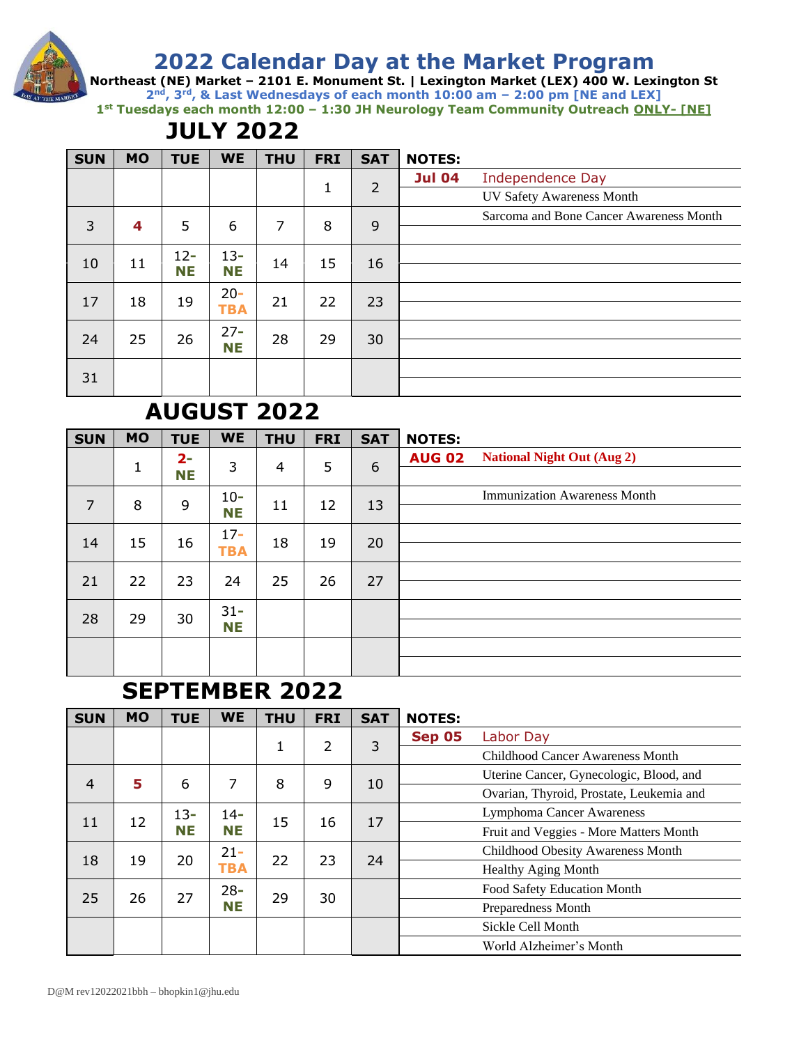# 2022 Calendar Day at the Market Program

**Northeast (NE) Market – 2101 E. Monument St. | Lexington Market (LEX) 400 W. Lexington St**

**2nd, 3rd, & Last Wednesdays of each month 10:00 am – 2:00 pm [NE and LEX]**

**1st Tuesdays each month 12:00 – 1:30 JH Neurology Team Community Outreach ONLY- [NE]**

## JULY 2022

| SUN | MO | TUE | WE | THU | FRI | SAT |
|---|---|---|---|---|---|---|
| | | | | | 1 | 2 |
| 3 | 4 | 5 | 6 | 7 | 8 | 9 |
| 10 | 11 | 12- NE | 13- NE | 14 | 15 | 16 |
| 17 | 18 | 19 | 20- TBA | 21 | 22 | 23 |
| 24 | 25 | 26 | 27- NE | 28 | 29 | 30 |
| 31 | | | | | | |

**NOTES:**

| | |
|---|---|
| **Jul 04** | Independence Day |
| | UV Safety Awareness Month |
| | Sarcoma and Bone Cancer Awareness Month |

## AUGUST 2022

| SUN | MO | TUE | WE | THU | FRI | SAT |
|---|---|---|---|---|---|---|
| | 1 | 2- NE | 3 | 4 | 5 | 6 |
| 7 | 8 | 9 | 10- NE | 11 | 12 | 13 |
| 14 | 15 | 16 | 17- TBA | 18 | 19 | 20 |
| 21 | 22 | 23 | 24 | 25 | 26 | 27 |
| 28 | 29 | 30 | 31- NE | | | |

**NOTES:**

| | |
|---|---|
| **AUG 02** | **National Night Out (Aug 2)** |
| | Immunization Awareness Month |

## SEPTEMBER 2022

| SUN | MO | TUE | WE | THU | FRI | SAT |
|---|---|---|---|---|---|---|
| | | | | 1 | 2 | 3 |
| 4 | 5 | 6 | 7 | 8 | 9 | 10 |
| 11 | 12 | 13- NE | 14- NE | 15 | 16 | 17 |
| 18 | 19 | 20 | 21- TBA | 22 | 23 | 24 |
| 25 | 26 | 27 | 28- NE | 29 | 30 | |

**NOTES:**

| | |
|---|---|
| **Sep 05** | Labor Day |
| | Childhood Cancer Awareness Month |
| | Uterine Cancer, Gynecologic, Blood, and |
| | Ovarian, Thyroid, Prostate, Leukemia and |
| | Lymphoma Cancer Awareness |
| | Fruit and Veggies - More Matters Month |
| | Childhood Obesity Awareness Month |
| | Healthy Aging Month |
| | Food Safety Education Month |
| | Preparedness Month |
| | Sickle Cell Month |
| | World Alzheimer's Month |

D@M rev12022021bbh – bhopkin1@jhu.edu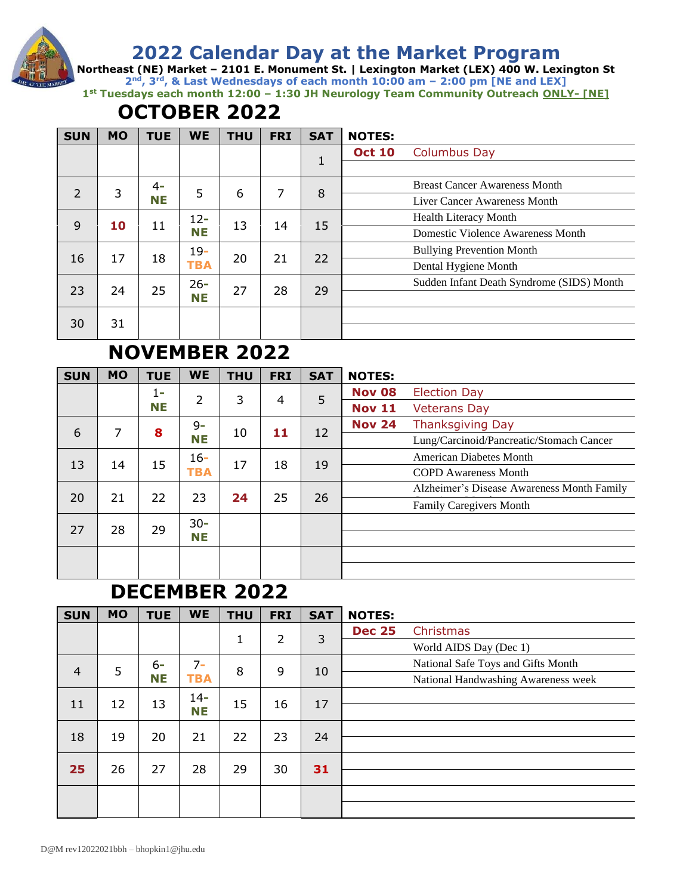# 2022 Calendar Day at the Market Program

**Northeast (NE) Market – 2101 E. Monument St. | Lexington Market (LEX) 400 W. Lexington St**

**2nd, 3rd, & Last Wednesdays of each month 10:00 am – 2:00 pm [NE and LEX]**

**1st Tuesdays each month 12:00 – 1:30 JH Neurology Team Community Outreach ONLY- [NE]**

## OCTOBER 2022

| SUN | MO | TUE | WE | THU | FRI | SAT |
|---|---|---|---|---|---|---|
| | | | | | | 1 |
| 2 | 3 | 4- NE | 5 | 6 | 7 | 8 |
| 9 | 10 | 11 | 12- NE | 13 | 14 | 15 |
| 16 | 17 | 18 | 19- TBA | 20 | 21 | 22 |
| 23 | 24 | 25 | 26- NE | 27 | 28 | 29 |
| 30 | 31 | | | | | |

**NOTES:**

| | |
|---|---|
| **Oct 10** | Columbus Day |
| | Breast Cancer Awareness Month |
| | Liver Cancer Awareness Month |
| | Health Literacy Month |
| | Domestic Violence Awareness Month |
| | Bullying Prevention Month |
| | Dental Hygiene Month |
| | Sudden Infant Death Syndrome (SIDS) Month |

## NOVEMBER 2022

| SUN | MO | TUE | WE | THU | FRI | SAT |
|---|---|---|---|---|---|---|
| | | 1- NE | 2 | 3 | 4 | 5 |
| 6 | 7 | 8 | 9- NE | 10 | 11 | 12 |
| 13 | 14 | 15 | 16- TBA | 17 | 18 | 19 |
| 20 | 21 | 22 | 23 | 24 | 25 | 26 |
| 27 | 28 | 29 | 30- NE | | | |

**NOTES:**

| | |
|---|---|
| **Nov 08** | Election Day |
| **Nov 11** | Veterans Day |
| **Nov 24** | Thanksgiving Day |
| | Lung/Carcinoid/Pancreatic/Stomach Cancer |
| | American Diabetes Month |
| | COPD Awareness Month |
| | Alzheimer's Disease Awareness Month Family |
| | Family Caregivers Month |

## DECEMBER 2022

| SUN | MO | TUE | WE | THU | FRI | SAT |
|---|---|---|---|---|---|---|
| | | | | 1 | 2 | 3 |
| 4 | 5 | 6- NE | 7- TBA | 8 | 9 | 10 |
| 11 | 12 | 13 | 14- NE | 15 | 16 | 17 |
| 18 | 19 | 20 | 21 | 22 | 23 | 24 |
| 25 | 26 | 27 | 28 | 29 | 30 | 31 |

**NOTES:**

| | |
|---|---|
| **Dec 25** | Christmas |
| | World AIDS Day (Dec 1) |
| | National Safe Toys and Gifts Month |
| | National Handwashing Awareness week |

D@M rev12022021bbh – bhopkin1@jhu.edu